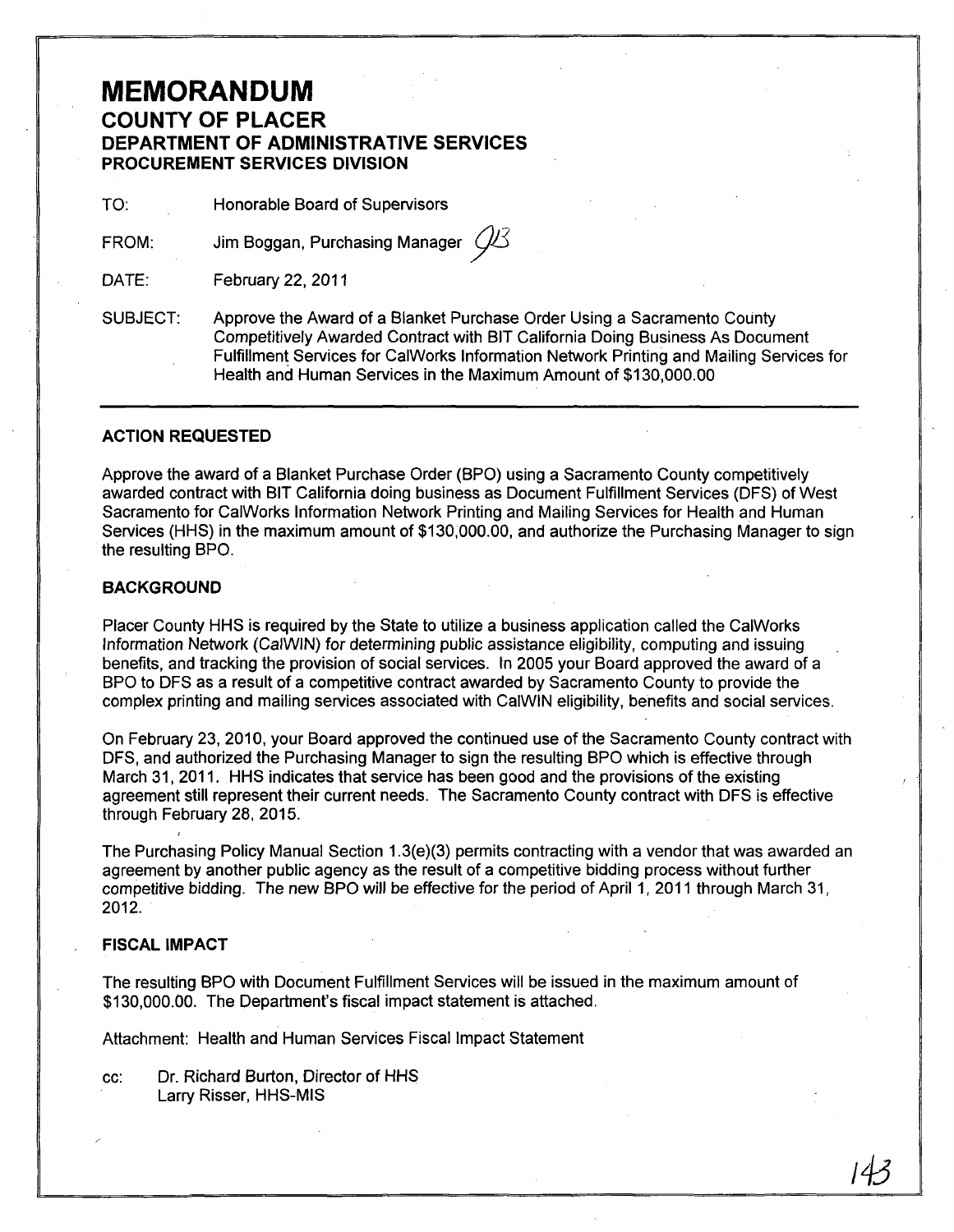# MEMORANDUM

## COUNTY OF PLACER
## DEPARTMENT OF ADMINISTRATIVE SERVICES
### PROCUREMENT SERVICES DIVISION

TO: Honorable Board of Supervisors

FROM: Jim Boggan, Purchasing Manager

DATE: February 22, 2011

SUBJECT: Approve the Award of a Blanket Purchase Order Using a Sacramento County Competitively Awarded Contract with BIT California Doing Business As Document Fulfillment Services for CalWorks Information Network Printing and Mailing Services for Health and Human Services in the Maximum Amount of $130,000.00

---

**ACTION REQUESTED**

Approve the award of a Blanket Purchase Order (BPO) using a Sacramento County competitively awarded contract with BIT California doing business as Document Fulfillment Services (DFS) of West Sacramento for CalWorks Information Network Printing and Mailing Services for Health and Human Services (HHS) in the maximum amount of $130,000.00, and authorize the Purchasing Manager to sign the resulting BPO.

**BACKGROUND**

Placer County HHS is required by the State to utilize a business application called the CalWorks Information Network (CalWIN) for determining public assistance eligibility, computing and issuing benefits, and tracking the provision of social services. In 2005 your Board approved the award of a BPO to DFS as a result of a competitive contract awarded by Sacramento County to provide the complex printing and mailing services associated with CalWIN eligibility, benefits and social services.

On February 23, 2010, your Board approved the continued use of the Sacramento County contract with DFS, and authorized the Purchasing Manager to sign the resulting BPO which is effective through March 31, 2011. HHS indicates that service has been good and the provisions of the existing agreement still represent their current needs. The Sacramento County contract with DFS is effective through February 28, 2015.

The Purchasing Policy Manual Section 1.3(e)(3) permits contracting with a vendor that was awarded an agreement by another public agency as the result of a competitive bidding process without further competitive bidding. The new BPO will be effective for the period of April 1, 2011 through March 31, 2012.

**FISCAL IMPACT**

The resulting BPO with Document Fulfillment Services will be issued in the maximum amount of $130,000.00. The Department's fiscal impact statement is attached.

Attachment: Health and Human Services Fiscal Impact Statement

cc: Dr. Richard Burton, Director of HHS
Larry Risser, HHS-MIS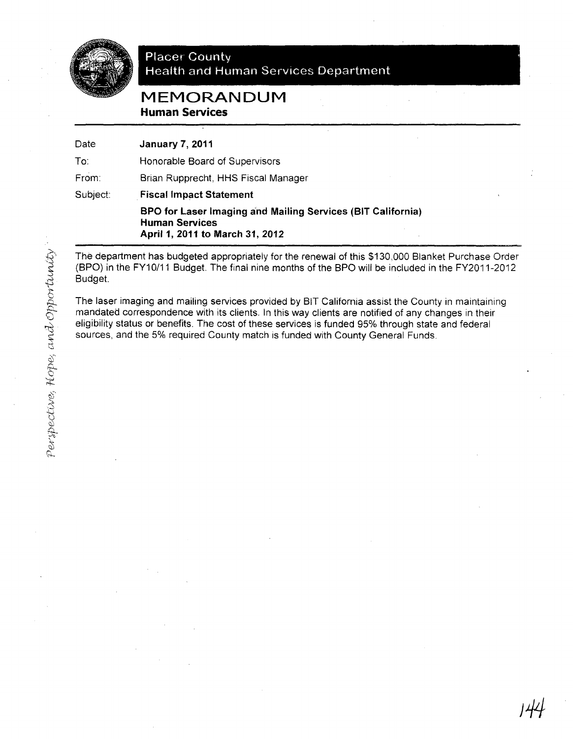Placer County
Health and Human Services Department

# MEMORANDUM
**Human Services**

| | |
|---|---|
| Date | **January 7, 2011** |
| To: | Honorable Board of Supervisors |
| From: | Brian Rupprecht, HHS Fiscal Manager |
| Subject: | **Fiscal Impact Statement** |
| | **BPO for Laser Imaging and Mailing Services (BIT California)** <br> **Human Services** <br> **April 1, 2011 to March 31, 2012** |

The department has budgeted appropriately for the renewal of this $130,000 Blanket Purchase Order (BPO) in the FY10/11 Budget. The final nine months of the BPO will be included in the FY2011-2012 Budget.

The laser imaging and mailing services provided by BIT California assist the County in maintaining mandated correspondence with its clients. In this way clients are notified of any changes in their eligibility status or benefits. The cost of these services is funded 95% through state and federal sources, and the 5% required County match is funded with County General Funds.

*Perspective, Hope, and Opportunity*